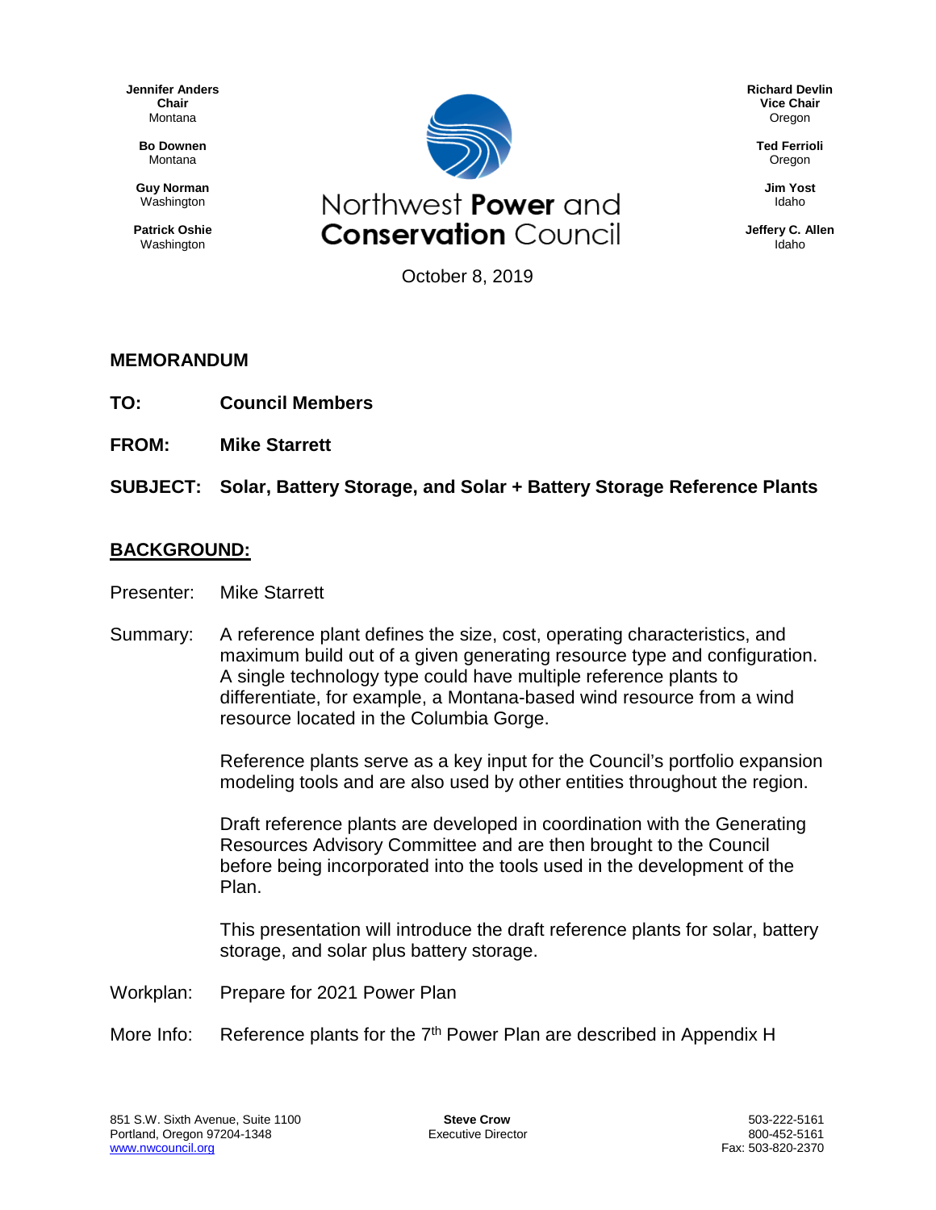Jennifer Anders
Chair
Montana

Bo Downen
Montana

Guy Norman
Washington

Patrick Oshie
Washington

Richard Devlin
Vice Chair
Oregon

Ted Ferrioli
Oregon

Jim Yost
Idaho

Jeffery C. Allen
Idaho

Northwest **Power** and **Conservation** Council

October 8, 2019

## MEMORANDUM

**TO:** **Council Members**

**FROM:** **Mike Starrett**

**SUBJECT:** **Solar, Battery Storage, and Solar + Battery Storage Reference Plants**

## BACKGROUND:

Presenter: Mike Starrett

Summary: A reference plant defines the size, cost, operating characteristics, and maximum build out of a given generating resource type and configuration. A single technology type could have multiple reference plants to differentiate, for example, a Montana-based wind resource from a wind resource located in the Columbia Gorge.

Reference plants serve as a key input for the Council's portfolio expansion modeling tools and are also used by other entities throughout the region.

Draft reference plants are developed in coordination with the Generating Resources Advisory Committee and are then brought to the Council before being incorporated into the tools used in the development of the Plan.

This presentation will introduce the draft reference plants for solar, battery storage, and solar plus battery storage.

Workplan: Prepare for 2021 Power Plan

More Info: Reference plants for the 7th Power Plan are described in Appendix H

851 S.W. Sixth Avenue, Suite 1100
Portland, Oregon 97204-1348
www.nwcouncil.org

**Steve Crow**
Executive Director

503-222-5161
800-452-5161
Fax: 503-820-2370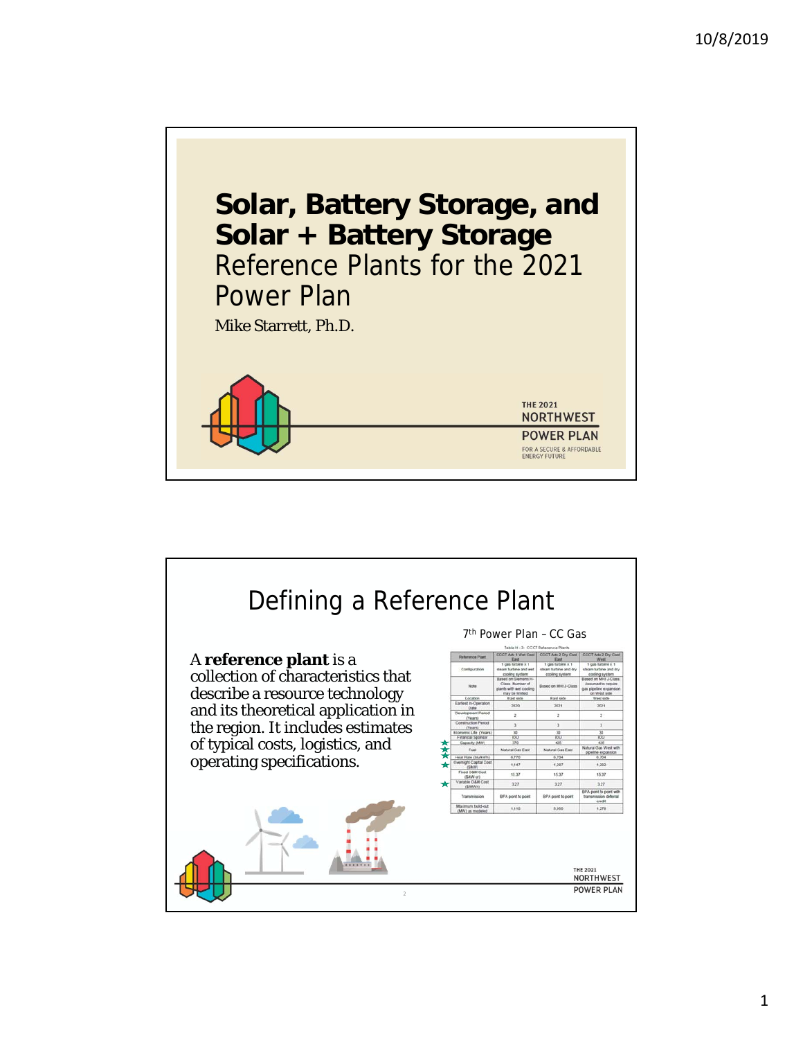# Solar, Battery Storage, and Solar + Battery Storage

Reference Plants for the 2021 Power Plan

Mike Starrett, Ph.D.

THE 2021 NORTHWEST POWER PLAN

FOR A SECURE & AFFORDABLE ENERGY FUTURE

# Defining a Reference Plant

A **reference plant** is a collection of characteristics that describe a resource technology and its theoretical application in the region. It includes estimates of typical costs, logistics, and operating specifications.

7th Power Plan – CC Gas

Table H - 3: CCCT Reference Plants

| Reference Plant | CCCT Adv 1 Wet Cool East | CCCT Adv 2 Dry Cool East | CCCT Adv 2 Dry Cool West |
|---|---|---|---|
| Configuration | 1 gas turbine x 1 steam turbine and wet cooling system | 1 gas turbine x 1 steam turbine and dry cooling system | 1 gas turbine x 1 steam turbine and dry cooling system |
| Note | Based on Siemens H-Class. Number of plants with wet cooling may be limited | Based on MHI J-Class | Based on MHI J-Class. Assumed to require gas pipeline expansion on West side |
| Location | East side | East side | West side |
| Earliest In-Operation Date | 2020 | 2021 | 2021 |
| Development Period (Years) | 2 | 2 | 2 |
| Construction Period (Years) | 3 | 3 | 3 |
| Economic Life (Years) | 30 | 30 | 30 |
| Financial Sponsor | IOU | IOU | IOU |
| Capacity (MW) | 376 | 405 | 426 |
| Fuel | Natural Gas East | Natural Gas East | Natural Gas West with pipeline expansion |
| Heat Rate (btu/kWh) | 6,770 | 6,704 | 6,704 |
| Overnight Capital Cost ($/kW) | 1,147 | 1,267 | 1,262 |
| Fixed O&M Cost ($/kW-yr) | 15.37 | 15.37 | 15.37 |
| Variable O&M Cost ($/MWh) | 3.27 | 3.27 | 3.27 |
| Transmission | BPA point to point | BPA point to point | BPA point to point with transmission deferral credit |
| Maximum build-out (MW) as modeled | 1,110 | 9,400 | 1,278 |

THE 2021 NORTHWEST POWER PLAN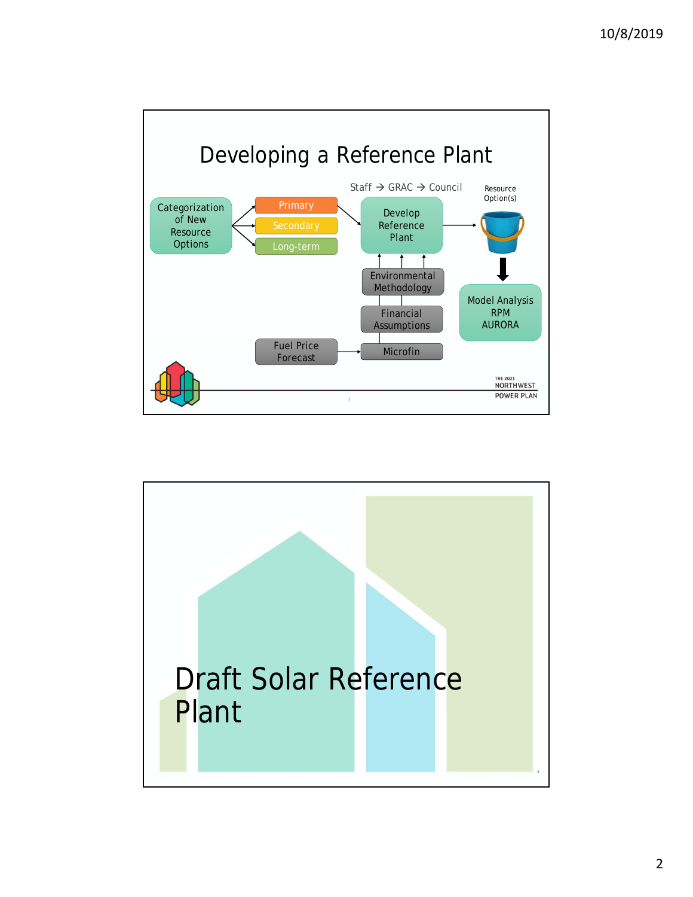# Developing a Reference Plant

Staff → GRAC → Council

Categorization of New Resource Options

- Primary
- Secondary
- Long-term

Develop Reference Plant

Resource Option(s)

Model Analysis
RPM
AURORA

Environmental Methodology

Financial Assumptions

Fuel Price Forecast

Microfin

THE 2021 NORTHWEST POWER PLAN

# Draft Solar Reference Plant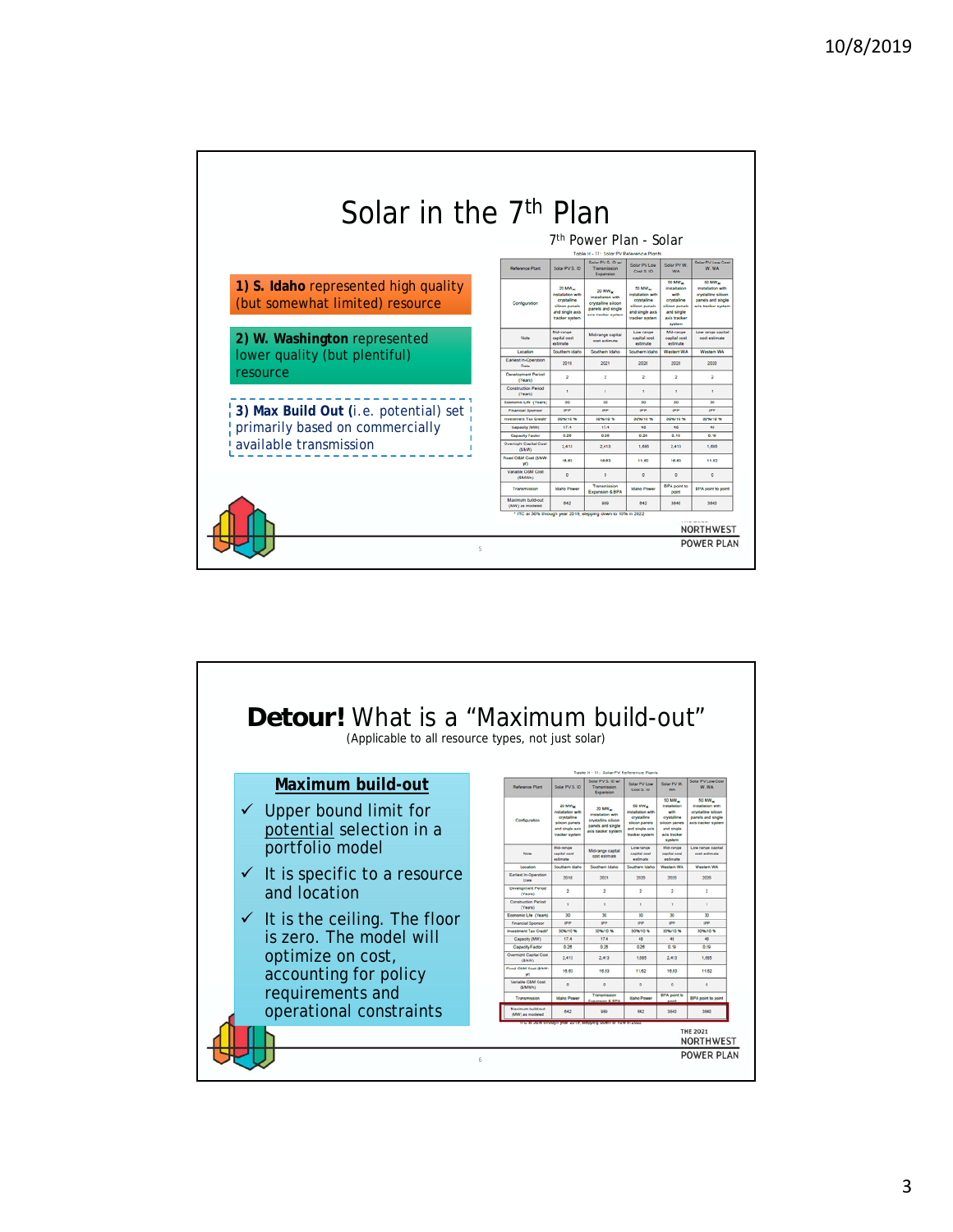# Solar in the 7th Plan

**1) S. Idaho** represented high quality (but somewhat limited) resource

**2) W. Washington** represented lower quality (but plentiful) resource

**3) Max Build Out** (i.e. potential) set primarily based on commercially available transmission

7th Power Plan - Solar

Table H - 11: Solar PV Reference Plants

| Reference Plant | Solar PV S. ID | Solar PV S. ID w/ Transmission Expansion | Solar PV Low Cost S. ID | Solar PV W. WA | Solar PV Low Cost W. WA |
|---|---|---|---|---|---|
| Configuration | 20 MW installation with crystalline silicon panels and single axis tracker system | 20 MW installation with crystalline silicon panels and single axis tracker system | 50 MW installation with crystalline silicon panels and single axis tracker system | 50 MW installation with crystalline silicon panels and single axis tracker system | 50 MW installation with crystalline silicon panels and single axis tracker system |
| Note | Mid-range capital cost estimate | Mid-range capital cost estimate | Low range capital cost estimate | Mid-range capital cost estimate | Low range capital cost estimate |
| Location | Southern Idaho | Southern Idaho | Southern Idaho | Western WA | Western WA |
| Earliest In-Operation Date | 2016 | 2021 | 2020 | 2020 | 2020 |
| Development Period (Years) | 2 | 2 | 2 | 2 | 2 |
| Construction Period (Years) | 1 | 1 | 1 | 1 | 1 |
| Economic Life (Years) | 30 | 30 | 30 | 30 | 30 |
| Financial Sponsor | IPP | IPP | IPP | IPP | IPP |
| Investment Tax Credit* | 30%/10 % | 30%/10 % | 30%/10 % | 30%/10 % | 30%/10 % |
| Capacity (MW) | 17.4 | 17.4 | 46 | 46 | 41 |
| Capacity Factor | 0.26 | 0.26 | 0.26 | 0.19 | 0.19 |
| Overnight Capital Cost ($/kW) | 2,413 | 2,413 | 1,695 | 2,413 | 1,695 |
| Fixed O&M Cost ($/kW-yr) | 16.63 | 16.63 | 11.62 | 16.63 | 11.62 |
| Variable O&M Cost ($/MWh) | 0 | 0 | 0 | 0 | 0 |
| Transmission | Idaho Power | Transmission Expansion & BPA | Idaho Power | BPA point to point | BPA point to point |
| Maximum build-out (MW) as modeled | 642 | 989 | 642 | 3840 | 3840 |

* ITC at 30% through year 2019, stepping down to 10% in 2022

# **Detour!** What is a "Maximum build-out"

(Applicable to all resource types, not just solar)

## Maximum build-out

- ✓ Upper bound limit for potential selection in a portfolio model
- ✓ It is specific to a resource and location
- ✓ It is the ceiling. The floor is zero. The model will optimize on cost, accounting for policy requirements and operational constraints

Table H - 11: Solar PV Reference Plants (Maximum build-out (MW) as modeled row highlighted)

| Reference Plant | Solar PV S. ID | Solar PV S. ID w/ Transmission Expansion | Solar PV Low Cost S. ID | Solar PV W. WA | Solar PV Low Cost W. WA |
|---|---|---|---|---|---|
| Maximum build-out (MW) as modeled | 642 | 989 | 642 | 3840 | 3840 |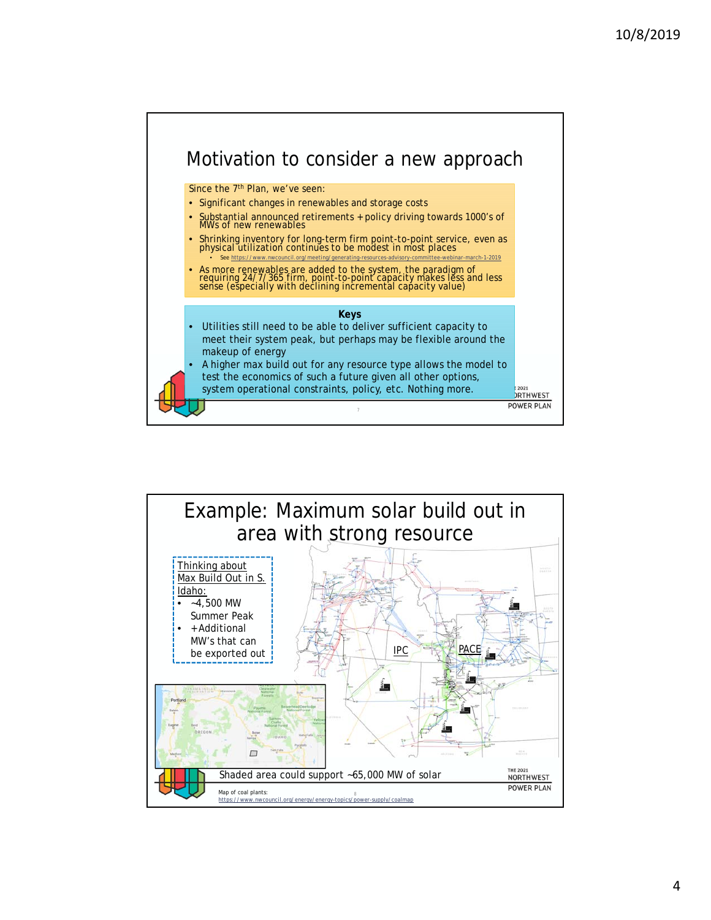# Motivation to consider a new approach

Since the 7th Plan, we've seen:

- Significant changes in renewables and storage costs
- Substantial announced retirements + policy driving towards 1000's of MWs of new renewables
- Shrinking inventory for long-term firm point-to-point service, even as physical utilization continues to be modest in most places
  - See https://www.nwcouncil.org/meeting/generating-resources-advisory-committee-webinar-march-1-2019
- As more renewables are added to the system, the paradigm of requiring 24/7/365 firm, point-to-point capacity makes less and less sense (especially with declining incremental capacity value)

**Keys**

- Utilities still need to be able to deliver sufficient capacity to meet their system peak, but perhaps may be flexible around the makeup of energy
- A higher max build out for any resource type allows the model to test the economics of such a future given all other options, system operational constraints, policy, etc. Nothing more.

# Example: Maximum solar build out in area with strong resource

Thinking about Max Build Out in S. Idaho:

- ~4,500 MW Summer Peak
- +Additional MW's that can be exported out

IPC

PACE

Shaded area could support ~65,000 MW of solar

Map of coal plants: https://www.nwcouncil.org/energy/energy-topics/power-supply/coalmap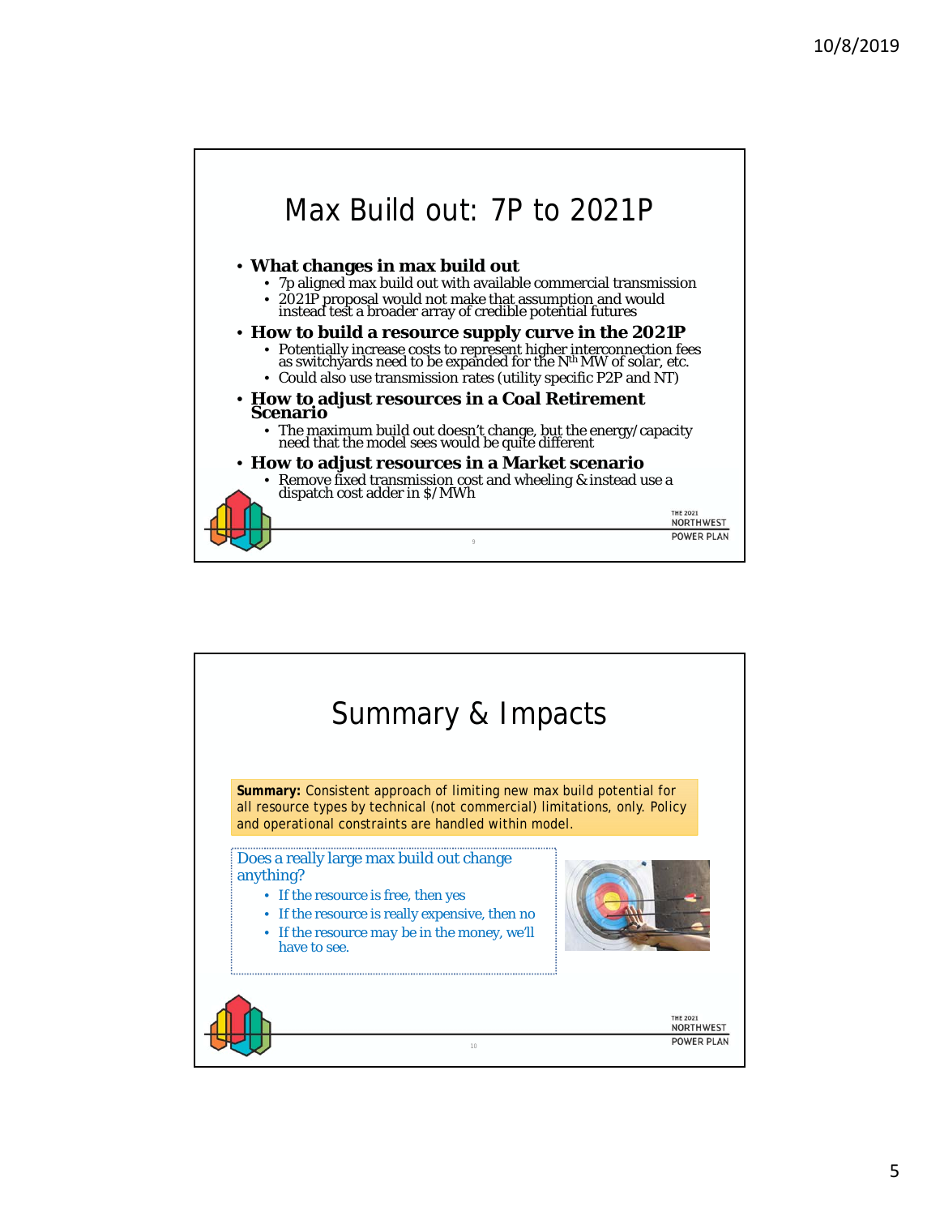# Max Build out: 7P to 2021P

- **What changes in max build out**
  - 7p aligned max build out with available commercial transmission
  - 2021P proposal would not make that assumption and would instead test a broader array of credible potential futures
- **How to build a resource supply curve in the 2021P**
  - Potentially increase costs to represent higher interconnection fees as switchyards need to be expanded for the $N^{th}$ MW of solar, etc.
  - Could also use transmission rates (utility specific P2P and NT)
- **How to adjust resources in a Coal Retirement Scenario**
  - The maximum build out doesn't change, but the energy/capacity need that the model sees would be quite different
- **How to adjust resources in a Market scenario**
  - Remove fixed transmission cost and wheeling & instead use a dispatch cost adder in $/MWh

# Summary & Impacts

**Summary:** Consistent approach of limiting new max build potential for all resource types by technical (not commercial) limitations, only. Policy and operational constraints are handled within model.

Does a really large max build out change anything?

- If the resource is free, then yes
- If the resource is really expensive, then no
- If the resource may be in the money, we'll have to see.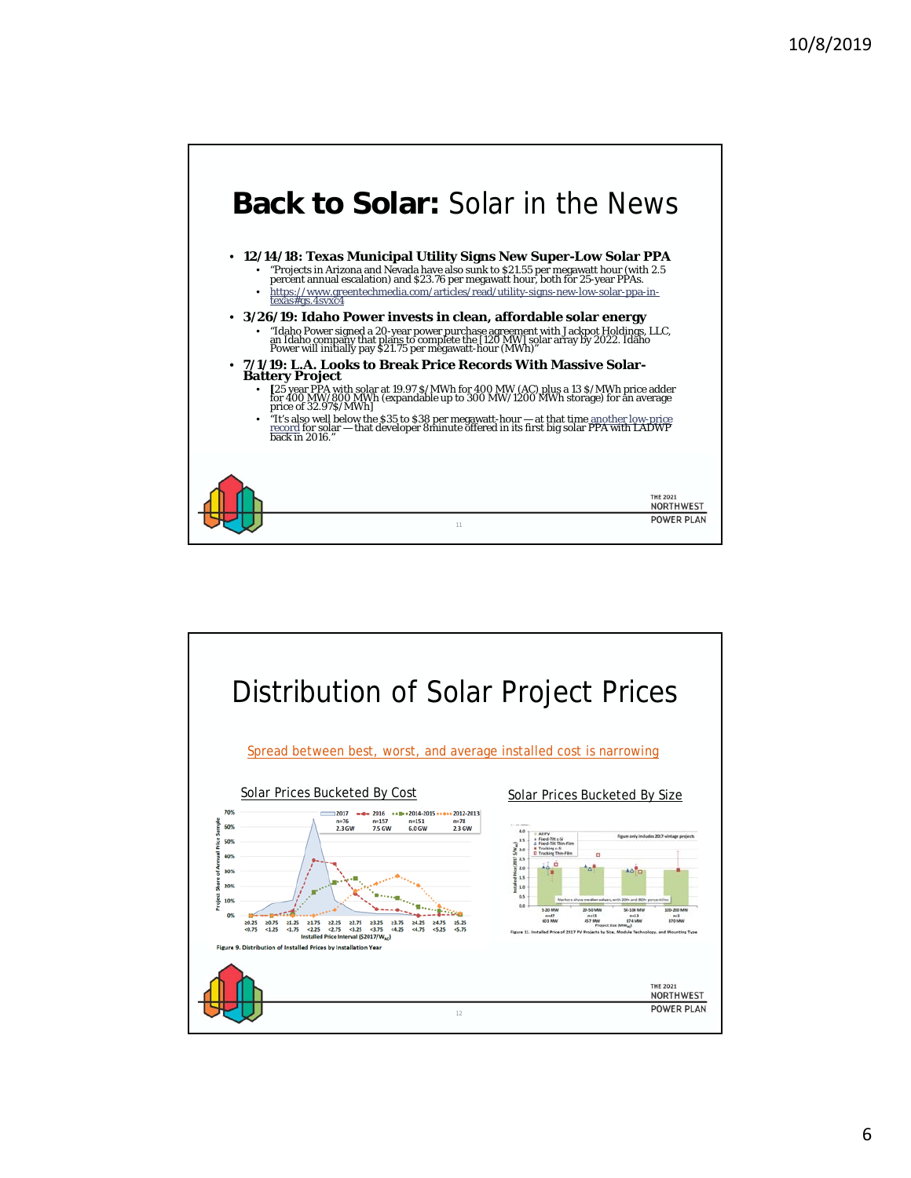# **Back to Solar:** Solar in the News

- **12/14/18: Texas Municipal Utility Signs New Super-Low Solar PPA**
  - "Projects in Arizona and Nevada have also sunk to $21.55 per megawatt hour (with 2.5 percent annual escalation) and $23.76 per megawatt hour, both for 25-year PPAs.
  - https://www.greentechmedia.com/articles/read/utility-signs-new-low-solar-ppa-in-texas#gs.4svxc4
- **3/26/19: Idaho Power invests in clean, affordable solar energy**
  - "Idaho Power signed a 20-year power purchase agreement with Jackpot Holdings, LLC, an Idaho company that plans to complete the [120 MW] solar array by 2022. Idaho Power will initially pay $21.75 per megawatt-hour (MWh)"
- **7/1/19: L.A. Looks to Break Price Records With Massive Solar-Battery Project**
  - [25 year PPA with solar at 19.97 $/MWh for 400 MW (AC) plus a 13 $/MWh price adder for 400 MW/800 MWh (expandable up to 300 MW/1200 MWh storage) for an average price of 32.97$/MWh]
  - "It's also well below the $35 to $38 per megawatt-hour — at that time another low-price record for solar — that developer 8minute offered in its first big solar PPA with LADWP back in 2016."

# Distribution of Solar Project Prices

Spread between best, worst, and average installed cost is narrowing

Solar Prices Bucketed By Cost

Figure 9. Distribution of Installed Prices by Installation Year

Solar Prices Bucketed By Size

Figure 11. Installed Price of 2017 PV Projects by Size, Module Technology, and Mounting Type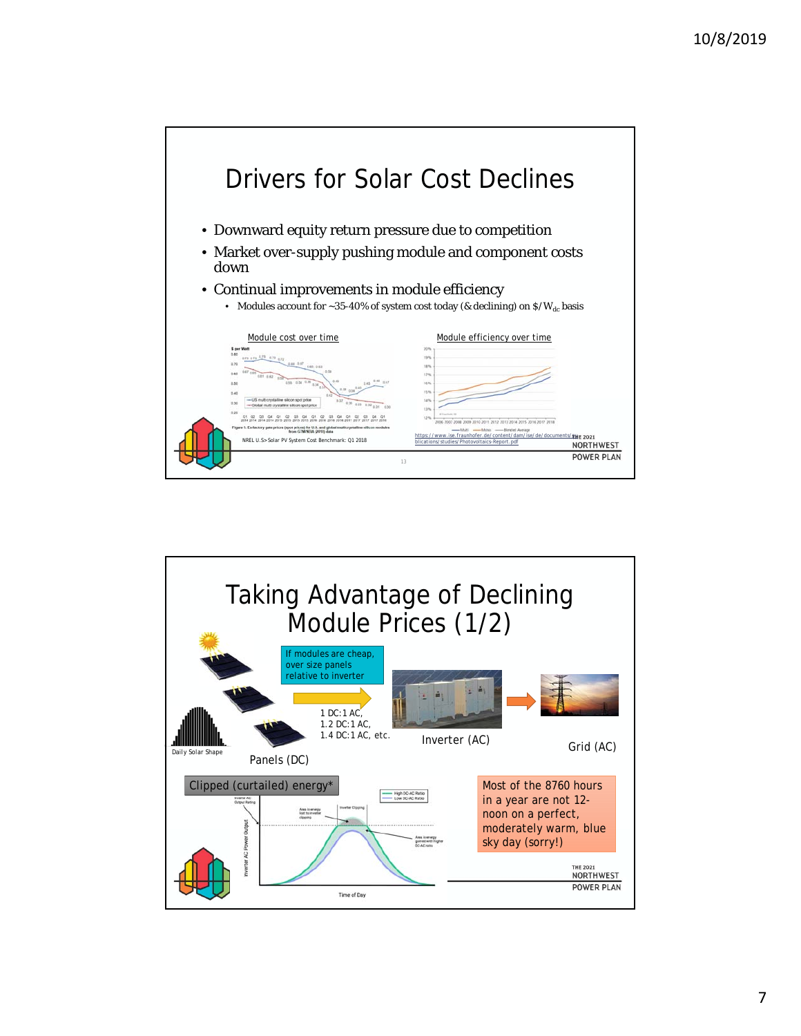# Drivers for Solar Cost Declines

- Downward equity return pressure due to competition
- Market over-supply pushing module and component costs down
- Continual improvements in module efficiency
  - Modules account for ~35-40% of system cost today (& declining) on $/W_{dc}$ basis

Module cost over time

NREL U.S> Solar PV System Cost Benchmark: Q1 2018

Module efficiency over time

https://www.ise.fraunhofer.de/content/dam/ise/de/documents/publications/studies/Photovoltaics-Report.pdf

# Taking Advantage of Declining Module Prices (1/2)

If modules are cheap, over size panels relative to inverter

1 DC:1 AC,
1.2 DC:1 AC,
1.4 DC:1 AC, etc.

Daily Solar Shape

Panels (DC)

Inverter (AC)

Grid (AC)

Clipped (curtailed) energy*

Most of the 8760 hours in a year are not 12-noon on a perfect, moderately warm, blue sky day (sorry!)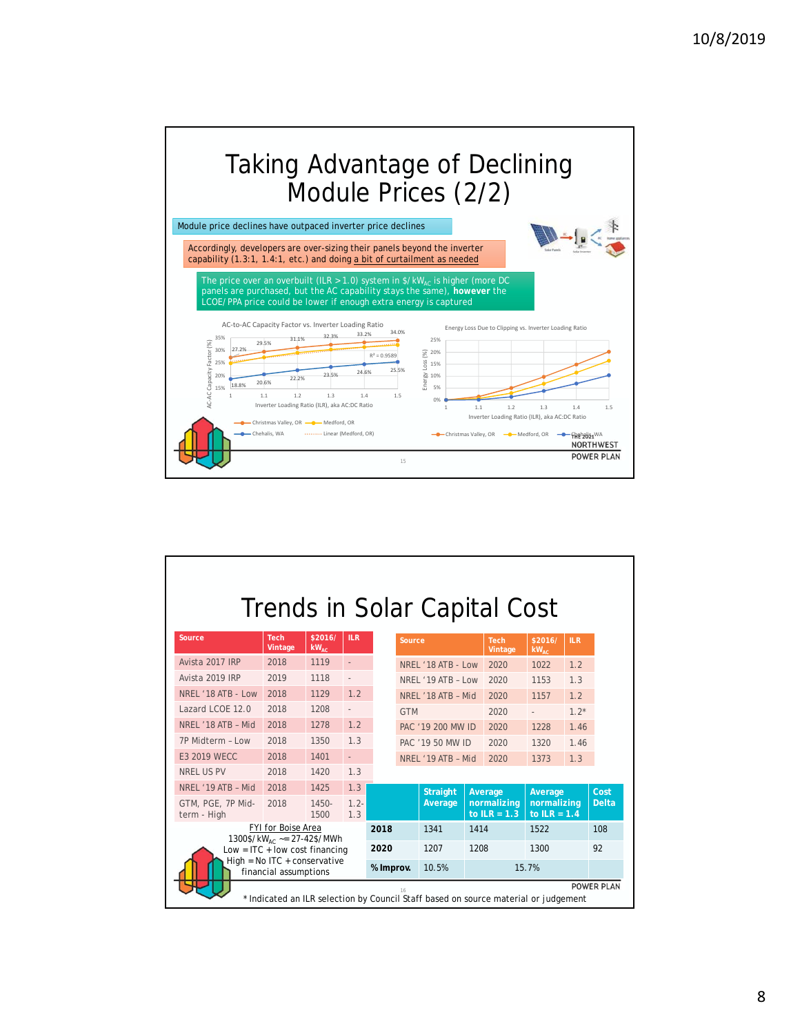# Taking Advantage of Declining Module Prices (2/2)

Module price declines have outpaced inverter price declines

Accordingly, developers are over-sizing their panels beyond the inverter capability (1.3:1, 1.4:1, etc.) and doing a bit of curtailment as needed

The price over an overbuilt (ILR > 1.0) system in $/kW$_{AC}$ is higher (more DC panels are purchased, but the AC capability stays the same), **however** the LCOE/PPA price could be lower if enough extra energy is captured

AC-to-AC Capacity Factor vs. Inverter Loading Ratio

| Inverter Loading Ratio (ILR), aka AC:DC Ratio | 1 | 1.1 | 1.2 | 1.3 | 1.4 | 1.5 |
|---|---|---|---|---|---|---|
| Christmas Valley, OR | 27.2% | 29.5% | 31.1% | 32.3% | 33.2% | 34.0% |
| Chehalis, WA | 18.8% | 20.6% | 22.2% | 23.5% | 24.6% | 25.5% |

Linear (Medford, OR): $R^2 = 0.9589$

Energy Loss Due to Clipping vs. Inverter Loading Ratio

Legend: Christmas Valley, OR; Medford, OR; Chehalis, WA

# Trends in Solar Capital Cost

| Source | Tech Vintage | $2016/kW$_{AC}$ | ILR |
|---|---|---|---|
| Avista 2017 IRP | 2018 | 1119 | - |
| Avista 2019 IRP | 2019 | 1118 | - |
| NREL '18 ATB - Low | 2018 | 1129 | 1.2 |
| Lazard LCOE 12.0 | 2018 | 1208 | - |
| NREL '18 ATB – Mid | 2018 | 1278 | 1.2 |
| 7P Midterm – Low | 2018 | 1350 | 1.3 |
| E3 2019 WECC | 2018 | 1401 | - |
| NREL US PV | 2018 | 1420 | 1.3 |
| NREL '19 ATB – Mid | 2018 | 1425 | 1.3 |
| GTM, PGE, 7P Mid-term - High | 2018 | 1450-1500 | 1.2-1.3 |

| Source | Tech Vintage | $2016/kW$_{AC}$ | ILR |
|---|---|---|---|
| NREL '18 ATB - Low | 2020 | 1022 | 1.2 |
| NREL '19 ATB - Low | 2020 | 1153 | 1.3 |
| NREL '18 ATB – Mid | 2020 | 1157 | 1.2 |
| GTM | 2020 | - | 1.2* |
| PAC '19 200 MW ID | 2020 | 1228 | 1.46 |
| PAC '19 50 MW ID | 2020 | 1320 | 1.46 |
| NREL '19 ATB – Mid | 2020 | 1373 | 1.3 |

| | Straight Average | Average normalizing to ILR = 1.3 | Average normalizing to ILR = 1.4 | Cost Delta |
|---|---|---|---|---|
| **2018** | 1341 | 1414 | 1522 | 108 |
| **2020** | 1207 | 1208 | 1300 | 92 |
| **% Improv.** | 10.5% | 15.7% | | |

FYI for Boise Area
1300$/kW$_{AC}$ ~= 27-42$/MWh
Low = ITC + low cost financing
High = No ITC + conservative financial assumptions

\* Indicated an ILR selection by Council Staff based on source material or judgement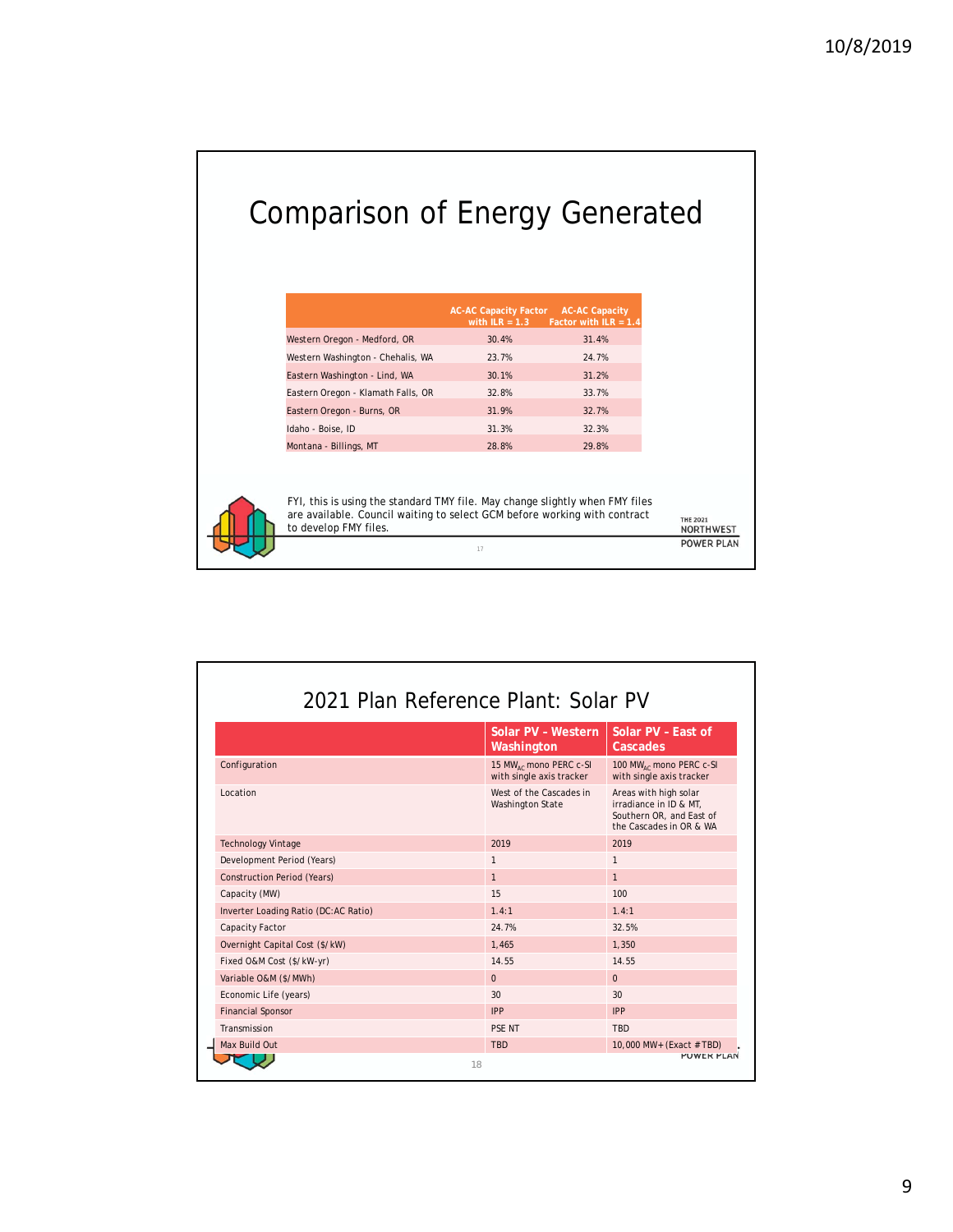# Comparison of Energy Generated

| | AC-AC Capacity Factor with ILR = 1.3 | AC-AC Capacity Factor with ILR = 1.4 |
|---|---|---|
| Western Oregon - Medford, OR | 30.4% | 31.4% |
| Western Washington - Chehalis, WA | 23.7% | 24.7% |
| Eastern Washington - Lind, WA | 30.1% | 31.2% |
| Eastern Oregon - Klamath Falls, OR | 32.8% | 33.7% |
| Eastern Oregon - Burns, OR | 31.9% | 32.7% |
| Idaho - Boise, ID | 31.3% | 32.3% |
| Montana - Billings, MT | 28.8% | 29.8% |

FYI, this is using the standard TMY file. May change slightly when FMY files are available. Council waiting to select GCM before working with contract to develop FMY files.

# 2021 Plan Reference Plant: Solar PV

| | Solar PV - Western Washington | Solar PV - East of Cascades |
|---|---|---|
| Configuration | 15 $MW_{AC}$ mono PERC c-SI with single axis tracker | 100 $MW_{AC}$ mono PERC c-SI with single axis tracker |
| Location | West of the Cascades in Washington State | Areas with high solar irradiance in ID & MT, Southern OR, and East of the Cascades in OR & WA |
| Technology Vintage | 2019 | 2019 |
| Development Period (Years) | 1 | 1 |
| Construction Period (Years) | 1 | 1 |
| Capacity (MW) | 15 | 100 |
| Inverter Loading Ratio (DC:AC Ratio) | 1.4:1 | 1.4:1 |
| Capacity Factor | 24.7% | 32.5% |
| Overnight Capital Cost ($/kW) | 1,465 | 1,350 |
| Fixed O&M Cost ($/kW-yr) | 14.55 | 14.55 |
| Variable O&M ($/MWh) | 0 | 0 |
| Economic Life (years) | 30 | 30 |
| Financial Sponsor | IPP | IPP |
| Transmission | PSE NT | TBD |
| Max Build Out | TBD | 10,000 MW+ (Exact # TBD) |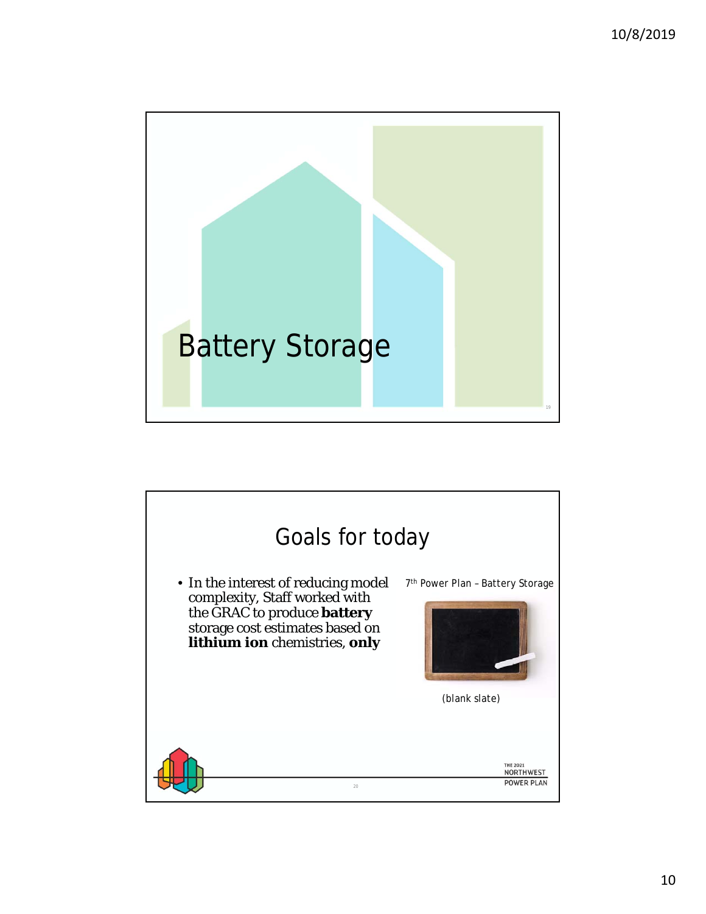# Battery Storage

## Goals for today

- In the interest of reducing model complexity, Staff worked with the GRAC to produce **battery** storage cost estimates based on **lithium ion** chemistries, **only**

7th Power Plan – Battery Storage

(blank slate)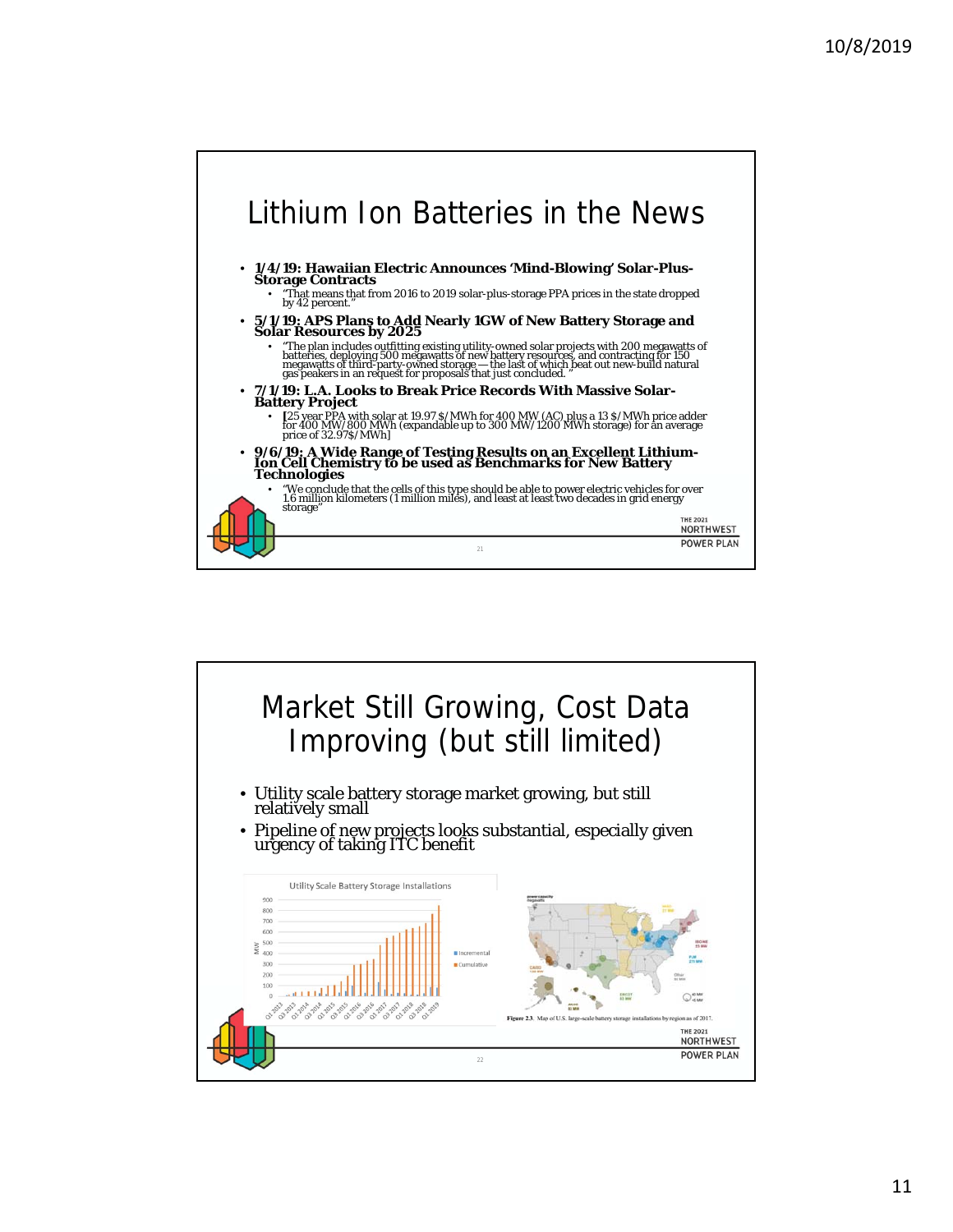# Lithium Ion Batteries in the News

- **1/4/19: Hawaiian Electric Announces 'Mind-Blowing' Solar-Plus-Storage Contracts**
  - "That means that from 2016 to 2019 solar-plus-storage PPA prices in the state dropped by 42 percent."
- **5/1/19: APS Plans to Add Nearly 1GW of New Battery Storage and Solar Resources by 2025**
  - "The plan includes outfitting existing utility-owned solar projects with 200 megawatts of batteries, deploying 500 megawatts of new battery resources, and contracting for 150 megawatts of third-party-owned storage — the last of which beat out new-build natural gas peakers in an request for proposals that just concluded."
- **7/1/19: L.A. Looks to Break Price Records With Massive Solar-Battery Project**
  - [25 year PPA with solar at 19.97 $/MWh for 400 MW (AC) plus a 13 $/MWh price adder for 400 MW/800 MWh (expandable up to 300 MW/1200 MWh storage) for an average price of 32.97$/MWh]
- **9/6/19: A Wide Range of Testing Results on an Excellent Lithium-Ion Cell Chemistry to be used as Benchmarks for New Battery Technologies**
  - "We conclude that the cells of this type should be able to power electric vehicles for over 1.6 million kilometers (1 million miles), and least at least two decades in grid energy storage"

# Market Still Growing, Cost Data Improving (but still limited)

- Utility scale battery storage market growing, but still relatively small
- Pipeline of new projects looks substantial, especially given urgency of taking ITC benefit

Figure 2.3. Map of U.S. large-scale battery storage installations by region as of 2017.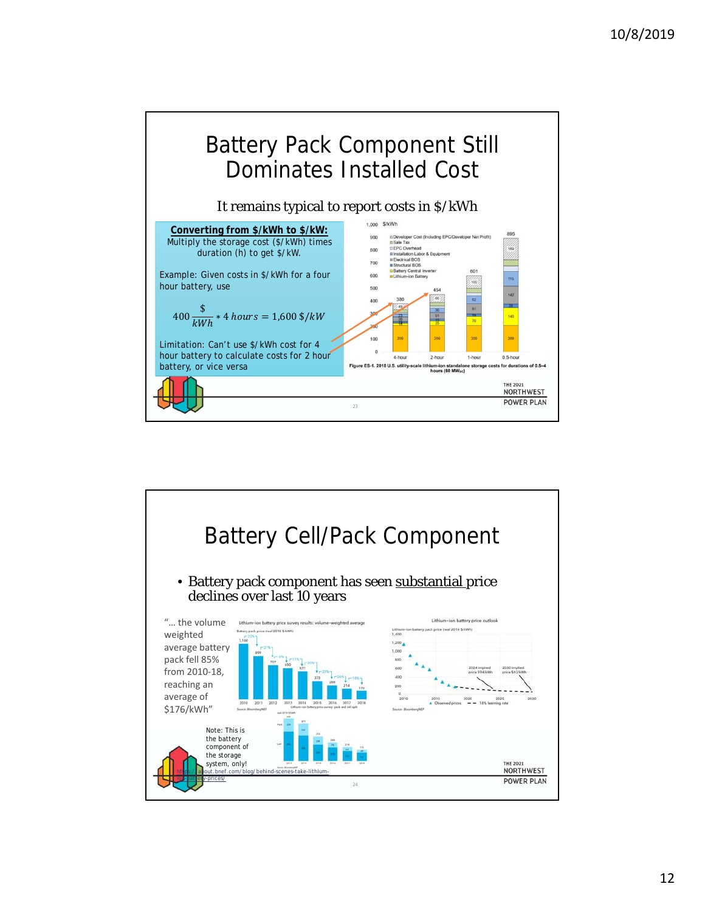# Battery Pack Component Still Dominates Installed Cost

It remains typical to report costs in $/kWh

**Converting from $/kWh to $/kW:**
Multiply the storage cost ($/kWh) times duration (h) to get $/kW.

Example: Given costs in $/kWh for a four hour battery, use

$$400 \frac{\$}{kWh} * 4\ hours = 1{,}600\ \$/kW$$

Limitation: Can't use $/kWh cost for 4 hour battery to calculate costs for 2 hour battery, or vice versa

Figure ES-1. 2018 U.S. utility-scale lithium-ion standalone storage costs for durations of 0.5–4 hours (60 $MW_{DC}$)

# Battery Cell/Pack Component

- Battery pack component has seen substantial price declines over last 10 years

"… the volume weighted average battery pack fell 85% from 2010-18, reaching an average of $176/kWh"

Note: This is the battery component of the storage system, only!

https://about.bnef.com/blog/behind-scenes-take-lithium-ion-battery-prices/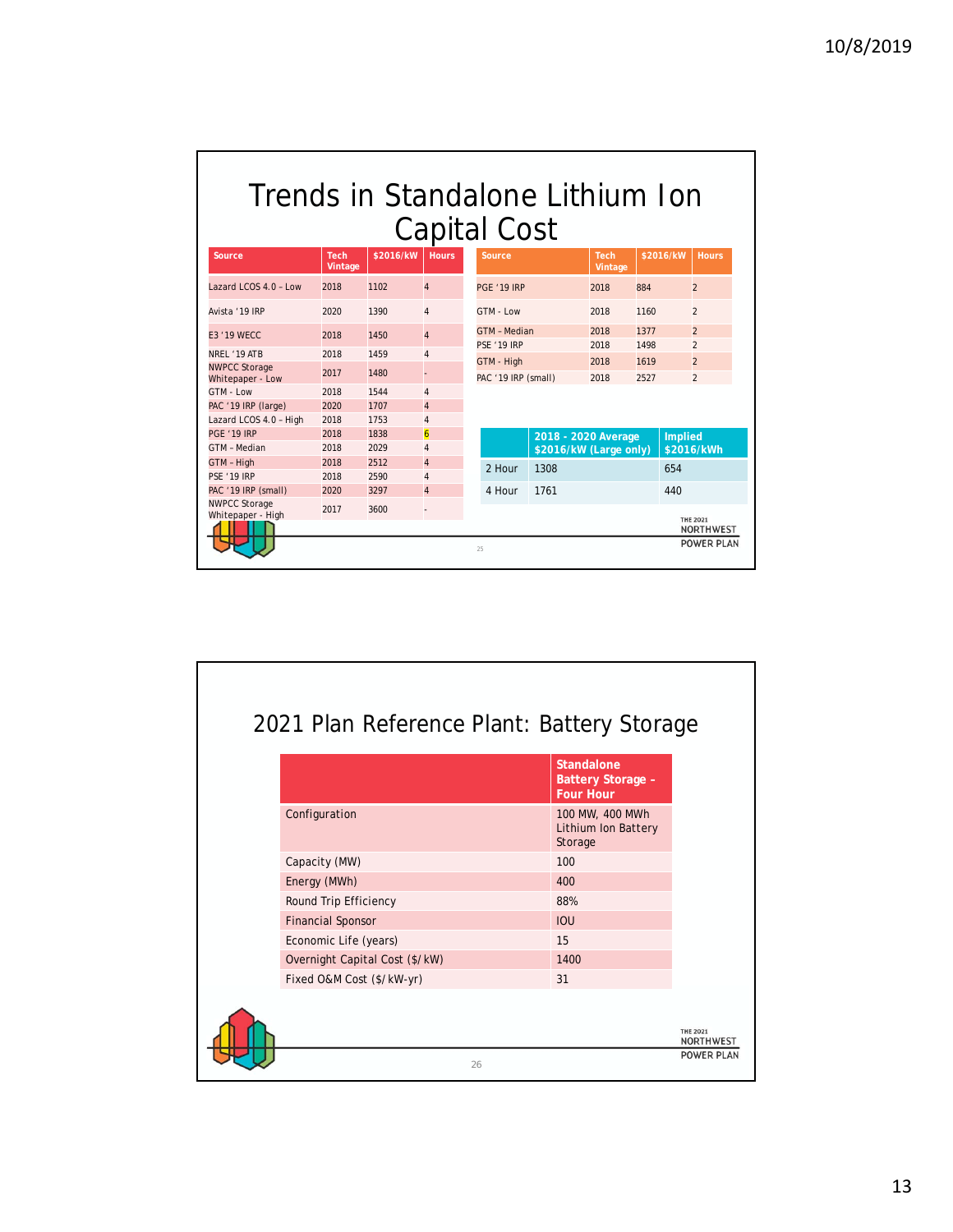# Trends in Standalone Lithium Ion Capital Cost

| Source | Tech Vintage | $2016/kW | Hours |
|---|---|---|---|
| Lazard LCOS 4.0 – Low | 2018 | 1102 | 4 |
| Avista '19 IRP | 2020 | 1390 | 4 |
| E3 '19 WECC | 2018 | 1450 | 4 |
| NREL '19 ATB | 2018 | 1459 | 4 |
| NWPCC Storage Whitepaper - Low | 2017 | 1480 | - |
| GTM - Low | 2018 | 1544 | 4 |
| PAC '19 IRP (large) | 2020 | 1707 | 4 |
| Lazard LCOS 4.0 – High | 2018 | 1753 | 4 |
| PGE '19 IRP | 2018 | 1838 | 6 |
| GTM – Median | 2018 | 2029 | 4 |
| GTM – High | 2018 | 2512 | 4 |
| PSE '19 IRP | 2018 | 2590 | 4 |
| PAC '19 IRP (small) | 2020 | 3297 | 4 |
| NWPCC Storage Whitepaper - High | 2017 | 3600 | - |

| Source | Tech Vintage | $2016/kW | Hours |
|---|---|---|---|
| PGE '19 IRP | 2018 | 884 | 2 |
| GTM - Low | 2018 | 1160 | 2 |
| GTM – Median | 2018 | 1377 | 2 |
| PSE '19 IRP | 2018 | 1498 | 2 |
| GTM – High | 2018 | 1619 | 2 |
| PAC '19 IRP (small) | 2018 | 2527 | 2 |

| | 2018 - 2020 Average $2016/kW (Large only) | Implied $2016/kWh |
|---|---|---|
| 2 Hour | 1308 | 654 |
| 4 Hour | 1761 | 440 |

# 2021 Plan Reference Plant: Battery Storage

| | Standalone Battery Storage – Four Hour |
|---|---|
| Configuration | 100 MW, 400 MWh Lithium Ion Battery Storage |
| Capacity (MW) | 100 |
| Energy (MWh) | 400 |
| Round Trip Efficiency | 88% |
| Financial Sponsor | IOU |
| Economic Life (years) | 15 |
| Overnight Capital Cost ($/kW) | 1400 |
| Fixed O&M Cost ($/kW-yr) | 31 |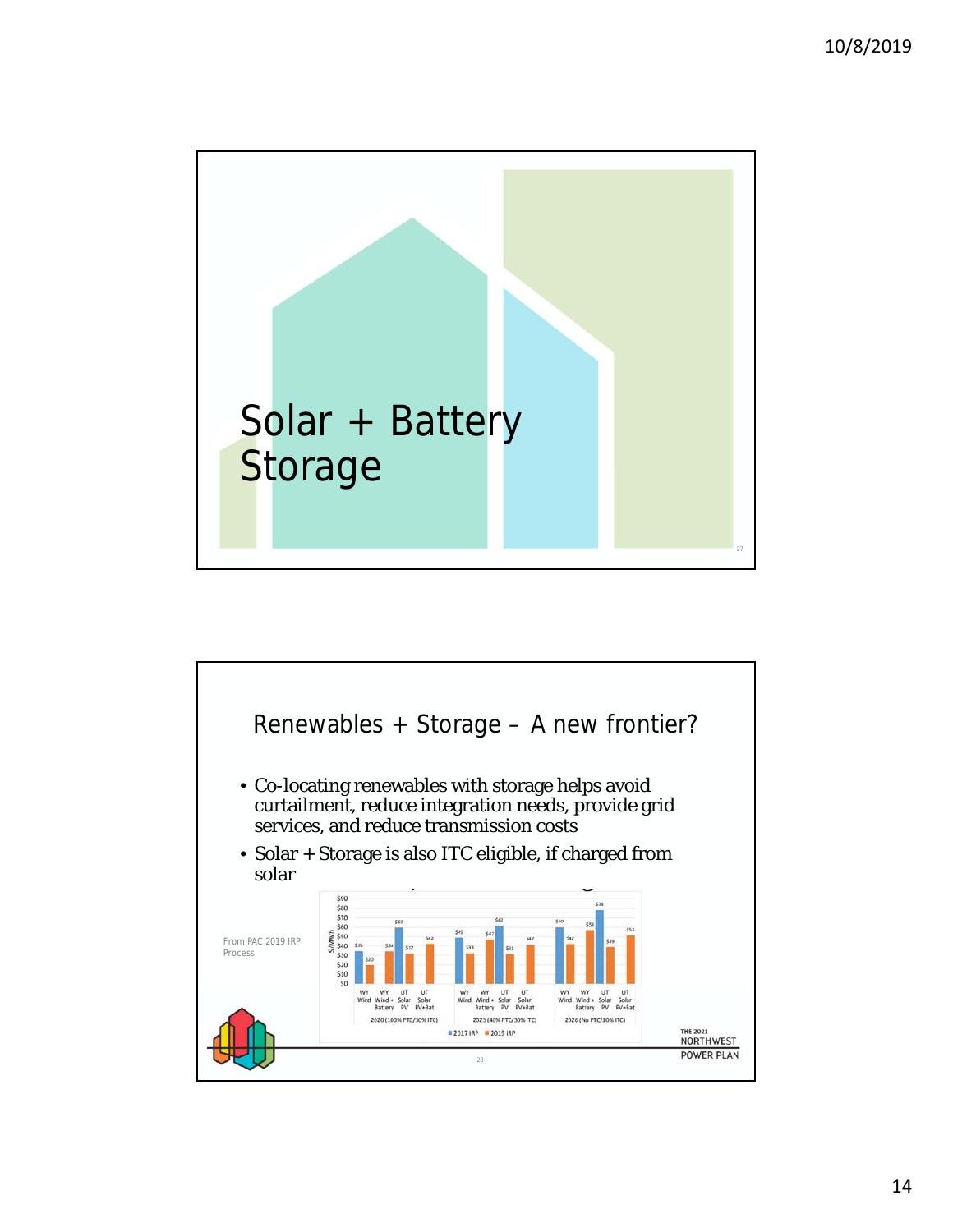# Solar + Battery Storage

## Renewables + Storage – A new frontier?

- Co-locating renewables with storage helps avoid curtailment, reduce integration needs, provide grid services, and reduce transmission costs
- Solar + Storage is also ITC eligible, if charged from solar

From PAC 2019 IRP Process

| | WY Wind | WY Wind + Battery | UT Solar PV | UT Solar PV+Bat |
|---|---|---|---|---|
| **2020 (100% PTC/30% ITC)** | | | | |
| 2017 IRP | $25 | | $60 | |
| 2019 IRP | $20 | $34 | $32 | $42 |
| **2023 (40% PTC/30% ITC)** | | | | |
| 2017 IRP | $49 | | $62 | |
| 2019 IRP | $33 | $47 | $31 | $42 |
| **2026 (No PTC/10% ITC)** | | | | |
| 2017 IRP | $60 | | $78 | |
| 2019 IRP | $42 | $56 | $39 | $53 |

THE 2021 NORTHWEST POWER PLAN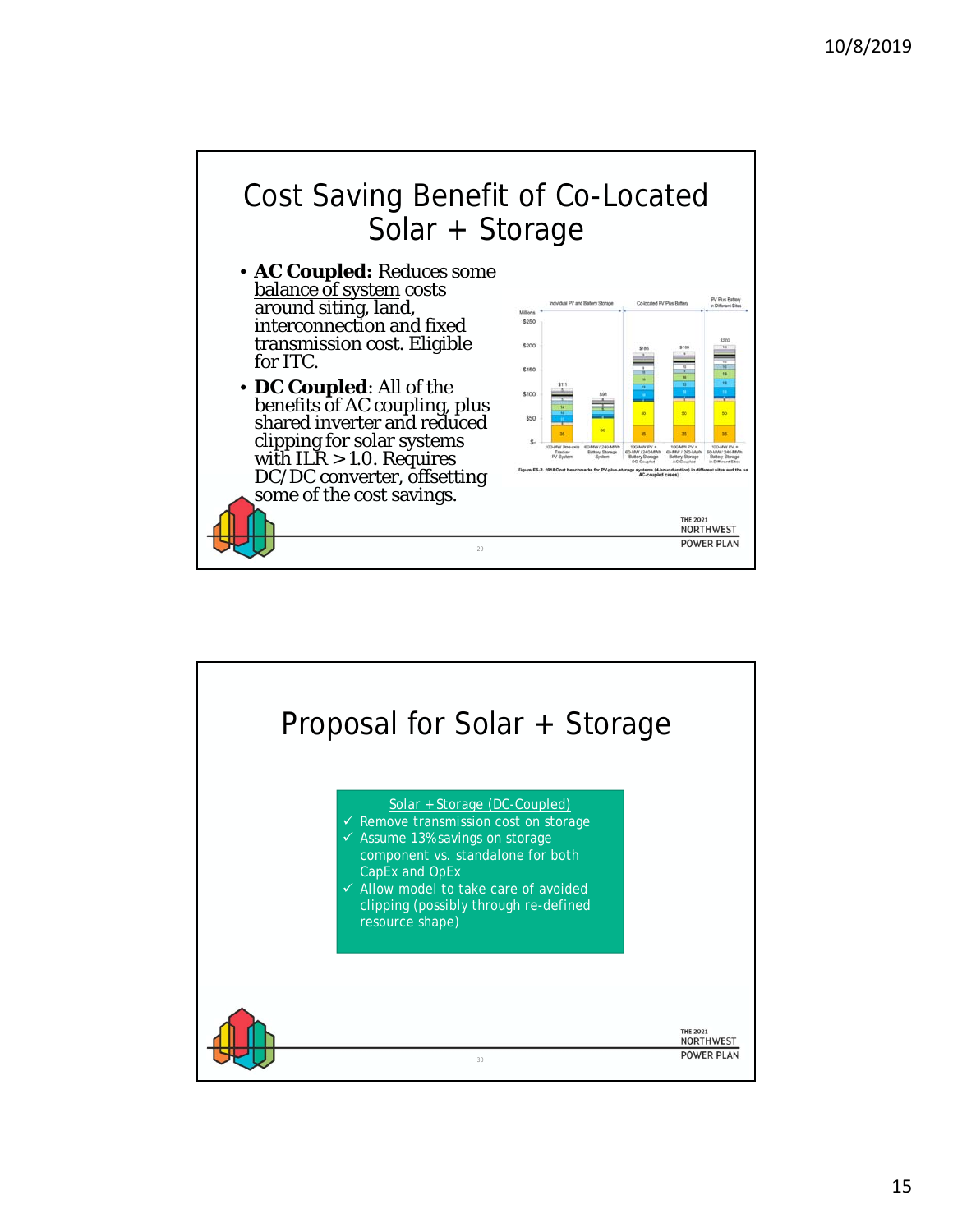# Cost Saving Benefit of Co-Located Solar + Storage

- **AC Coupled:** Reduces some balance of system costs around siting, land, interconnection and fixed transmission cost. Eligible for ITC.
- **DC Coupled**: All of the benefits of AC coupling, plus shared inverter and reduced clipping for solar systems with ILR > 1.0. Requires DC/DC converter, offsetting some of the cost savings.

Figure ES-2. 2018 Cost benchmarks for PV-plus-storage systems (4-hour duration) in different sites and the same site (DC-coupled and AC-coupled cases)

# Proposal for Solar + Storage

Solar + Storage (DC-Coupled)

- ✓ Remove transmission cost on storage
- ✓ Assume 13% savings on storage component vs. standalone for both CapEx and OpEx
- ✓ Allow model to take care of avoided clipping (possibly through re-defined resource shape)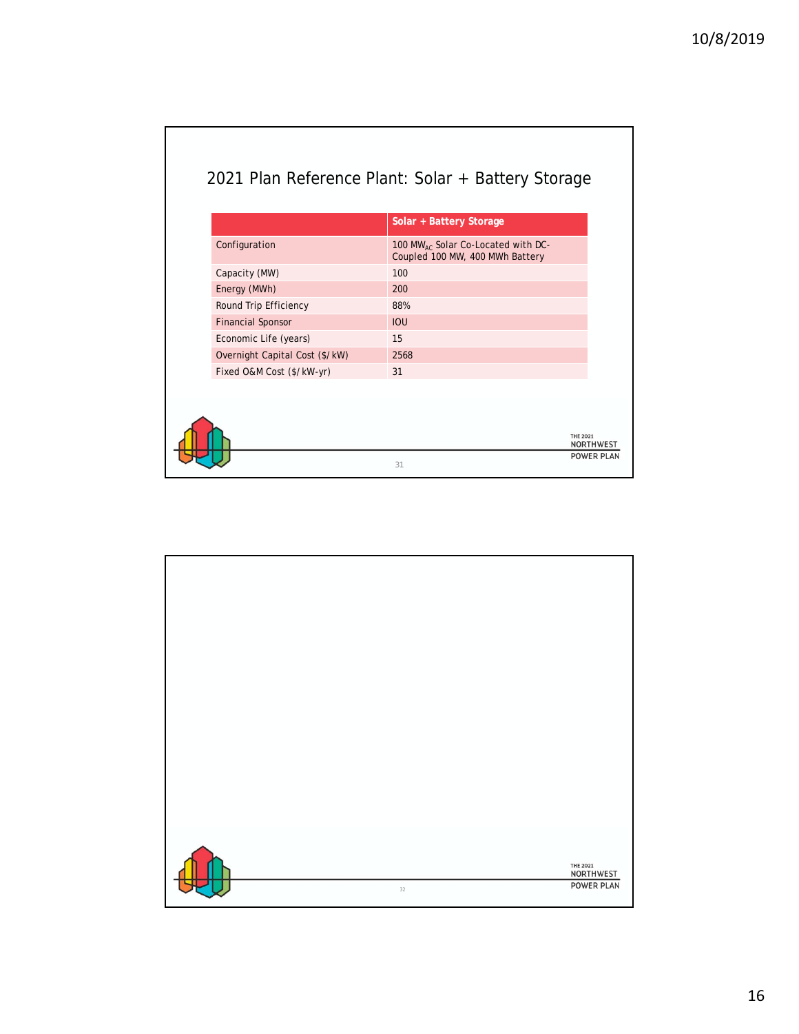## 2021 Plan Reference Plant: Solar + Battery Storage

| | Solar + Battery Storage |
|---|---|
| Configuration | 100 $MW_{AC}$ Solar Co-Located with DC-Coupled 100 MW, 400 MWh Battery |
| Capacity (MW) | 100 |
| Energy (MWh) | 200 |
| Round Trip Efficiency | 88% |
| Financial Sponsor | IOU |
| Economic Life (years) | 15 |
| Overnight Capital Cost ($/kW) | 2568 |
| Fixed O&M Cost ($/kW-yr) | 31 |